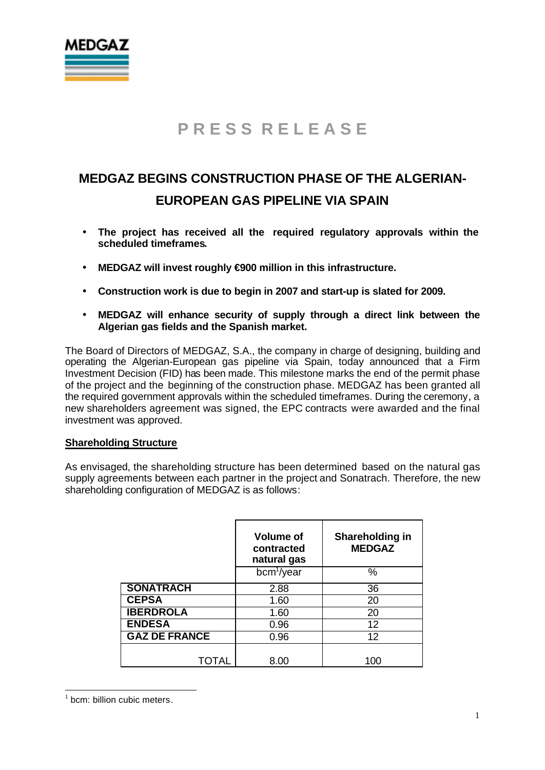MEDGAZ

# PRESS RELEASE

## MEDGAZ BEGINS CONSTRUCTION PHASE OF THE ALGERIAN-EUROPEAN GAS PIPELINE VIA SPAIN

- **The project has received all the required regulatory approvals within the scheduled timeframes.**
- **MEDGAZ will invest roughly €900 million in this infrastructure.**
- **Construction work is due to begin in 2007 and start-up is slated for 2009.**
- **MEDGAZ will enhance security of supply through a direct link between the Algerian gas fields and the Spanish market.**

The Board of Directors of MEDGAZ, S.A., the company in charge of designing, building and operating the Algerian-European gas pipeline via Spain, today announced that a Firm Investment Decision (FID) has been made. This milestone marks the end of the permit phase of the project and the beginning of the construction phase. MEDGAZ has been granted all the required government approvals within the scheduled timeframes. During the ceremony, a new shareholders agreement was signed, the EPC contracts were awarded and the final investment was approved.

### Shareholding Structure

As envisaged, the shareholding structure has been determined based on the natural gas supply agreements between each partner in the project and Sonatrach. Therefore, the new shareholding configuration of MEDGAZ is as follows:

| | Volume of contracted natural gas | Shareholding in MEDGAZ |
|---|---|---|
| | bcm[1]/year | % |
| **SONATRACH** | 2.88 | 36 |
| **CEPSA** | 1.60 | 20 |
| **IBERDROLA** | 1.60 | 20 |
| **ENDESA** | 0.96 | 12 |
| **GAZ DE FRANCE** | 0.96 | 12 |
| TOTAL | 8.00 | 100 |

[1] bcm: billion cubic meters.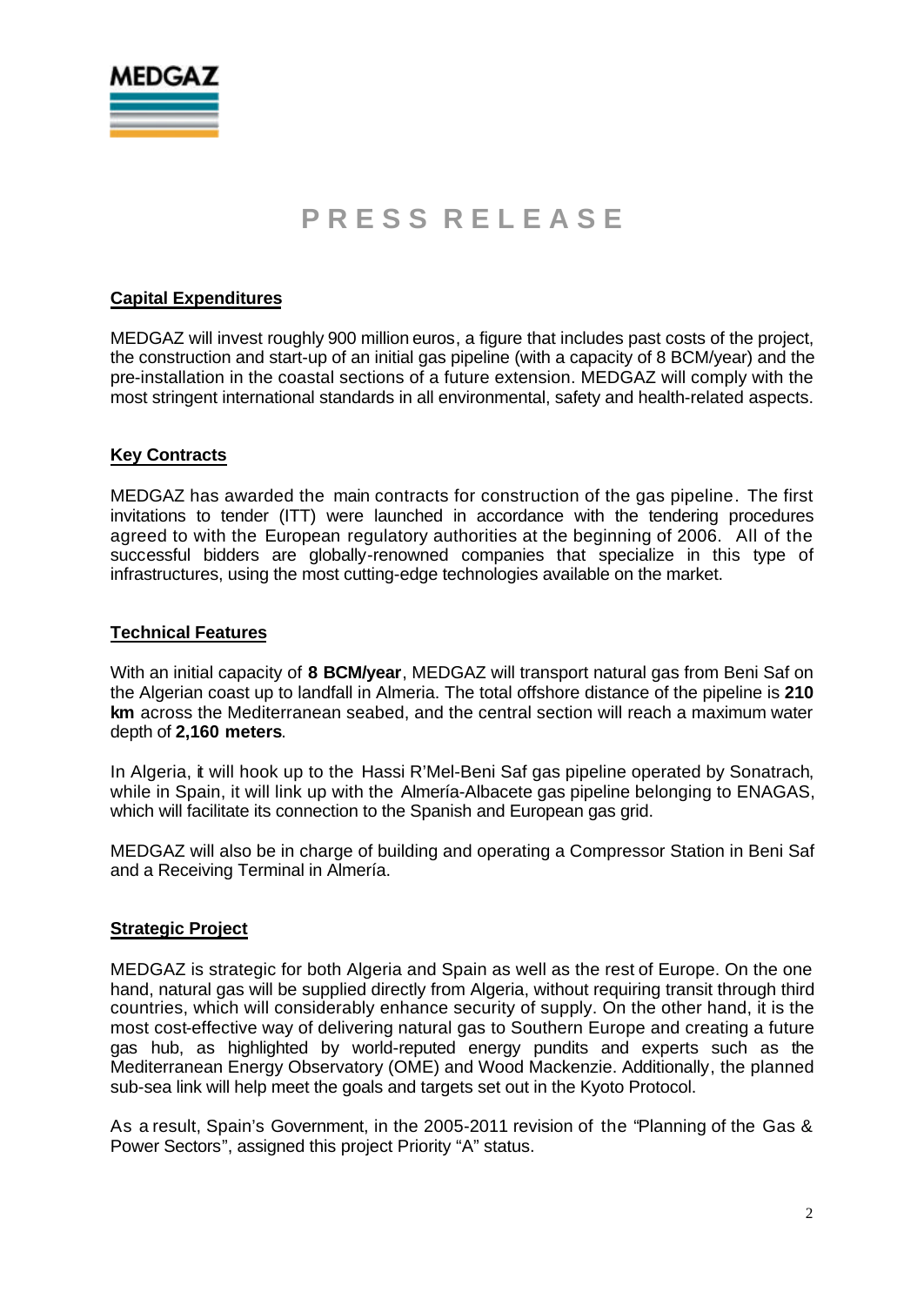# PRESS RELEASE

## Capital Expenditures

MEDGAZ will invest roughly 900 million euros, a figure that includes past costs of the project, the construction and start-up of an initial gas pipeline (with a capacity of 8 BCM/year) and the pre-installation in the coastal sections of a future extension. MEDGAZ will comply with the most stringent international standards in all environmental, safety and health-related aspects.

## Key Contracts

MEDGAZ has awarded the main contracts for construction of the gas pipeline. The first invitations to tender (ITT) were launched in accordance with the tendering procedures agreed to with the European regulatory authorities at the beginning of 2006. All of the successful bidders are globally-renowned companies that specialize in this type of infrastructures, using the most cutting-edge technologies available on the market.

## Technical Features

With an initial capacity of **8 BCM/year**, MEDGAZ will transport natural gas from Beni Saf on the Algerian coast up to landfall in Almeria. The total offshore distance of the pipeline is **210 km** across the Mediterranean seabed, and the central section will reach a maximum water depth of **2,160 meters**.

In Algeria, it will hook up to the Hassi R'Mel-Beni Saf gas pipeline operated by Sonatrach, while in Spain, it will link up with the Almería-Albacete gas pipeline belonging to ENAGAS, which will facilitate its connection to the Spanish and European gas grid.

MEDGAZ will also be in charge of building and operating a Compressor Station in Beni Saf and a Receiving Terminal in Almería.

## Strategic Project

MEDGAZ is strategic for both Algeria and Spain as well as the rest of Europe. On the one hand, natural gas will be supplied directly from Algeria, without requiring transit through third countries, which will considerably enhance security of supply. On the other hand, it is the most cost-effective way of delivering natural gas to Southern Europe and creating a future gas hub, as highlighted by world-reputed energy pundits and experts such as the Mediterranean Energy Observatory (OME) and Wood Mackenzie. Additionally, the planned sub-sea link will help meet the goals and targets set out in the Kyoto Protocol.

As a result, Spain's Government, in the 2005-2011 revision of the "Planning of the Gas & Power Sectors", assigned this project Priority "A" status.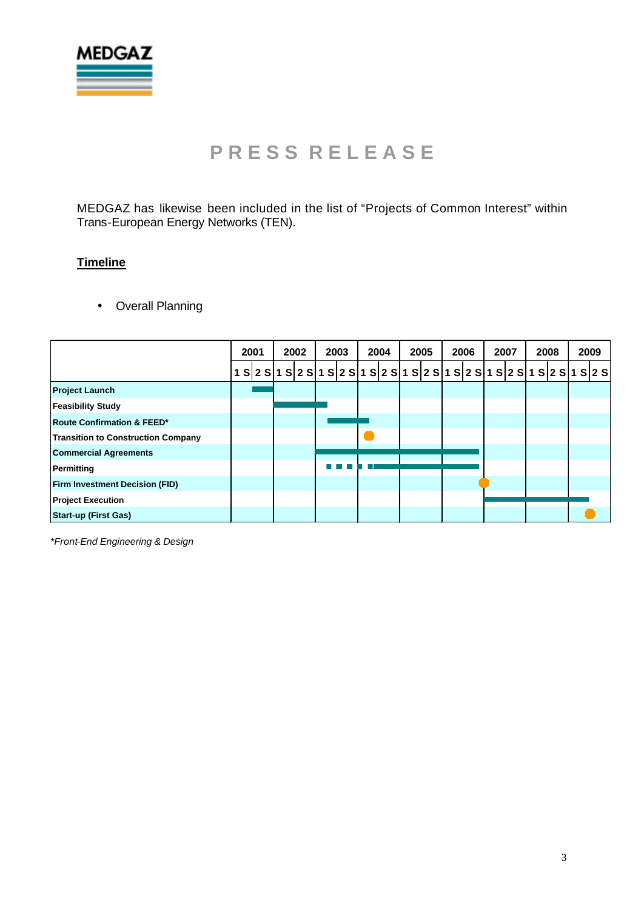# PRESS RELEASE

MEDGAZ has likewise been included in the list of “Projects of Common Interest” within Trans-European Energy Networks (TEN).

## Timeline

- Overall Planning

| | 2001 | | 2002 | | 2003 | | 2004 | | 2005 | | 2006 | | 2007 | | 2008 | | 2009 | |
|---|---|---|---|---|---|---|---|---|---|---|---|---|---|---|---|---|---|---|
| | 1 S | 2 S | 1 S | 2 S | 1 S | 2 S | 1 S | 2 S | 1 S | 2 S | 1 S | 2 S | 1 S | 2 S | 1 S | 2 S | 1 S | 2 S |
| **Project Launch** | | ■ | | | | | | | | | | | | | | | | |
| **Feasibility Study** | | | ■ | ■ | ■ | | | | | | | | | | | | | |
| **Route Confirmation & FEED*** | | | | | | ■ | ■ | | | | | | | | | | | |
| **Transition to Construction Company** | | | | | | | ● | | | | | | | | | | | |
| **Commercial Agreements** | | | | | ■ | ■ | ■ | ■ | ■ | ■ | ■ | ■ | | | | | | |
| **Permitting** | | | | | ■ | ■ | ■ | ■ | ■ | ■ | ■ | ■ | | | | | | |
| **Firm Investment Decision (FID)** | | | | | | | | | | | | | ● | | | | | |
| **Project Execution** | | | | | | | | | | | | | ■ | ■ | ■ | ■ | ■ | |
| **Start-up (First Gas)** | | | | | | | | | | | | | | | | | | ● |

*\*Front-End Engineering & Design*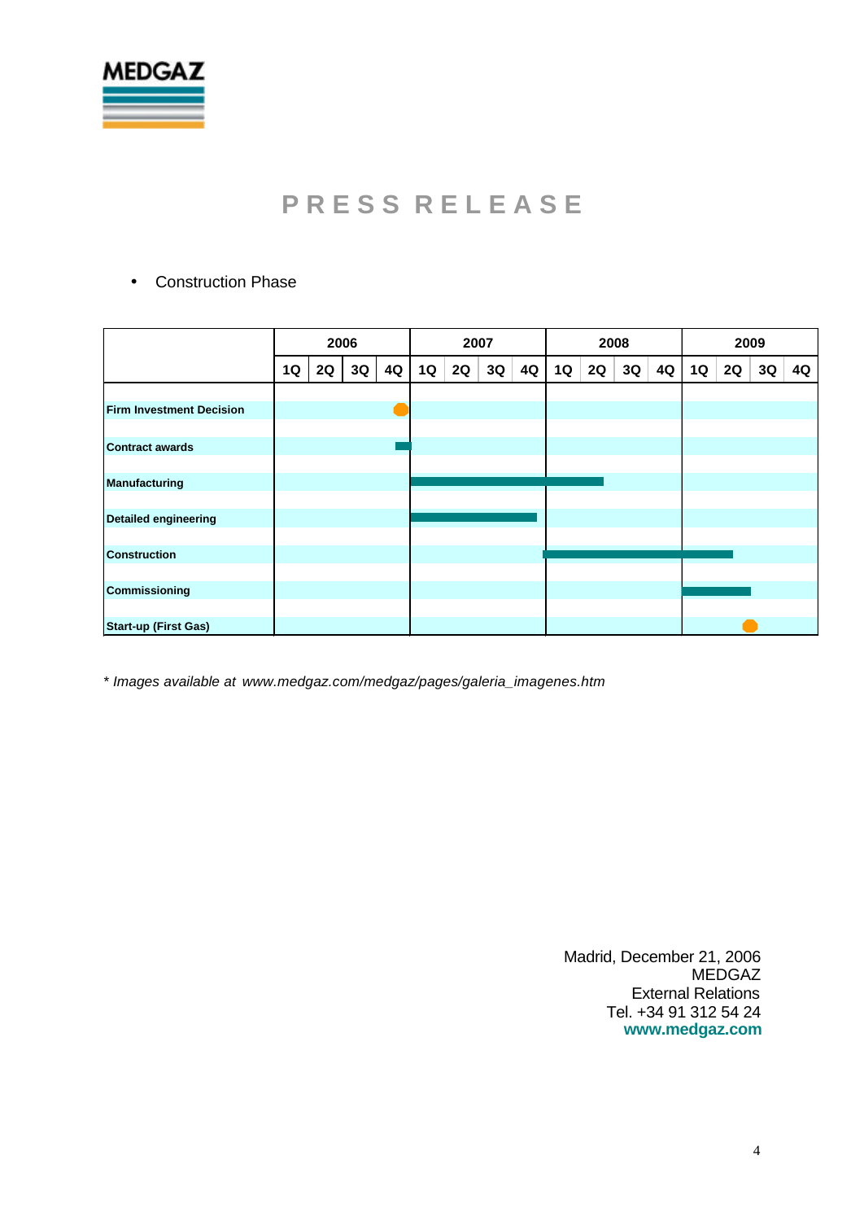- Construction Phase

2006 2007 2008 2009

1Q 2Q 3Q 4Q 1Q 2Q 3Q 4Q 1Q 2Q 3Q 4Q 1Q 2Q 3Q 4Q

Firm Investment Decision

Contract awards

Manufacturing

Detailed engineering

Construction

Commissioning

Start-up (First Gas)

*\* Images available at www.medgaz.com/medgaz/pages/galeria_imagenes.htm*

Madrid, December 21, 2006
MEDGAZ
External Relations
Tel. +34 91 312 54 24
**www.medgaz.com**